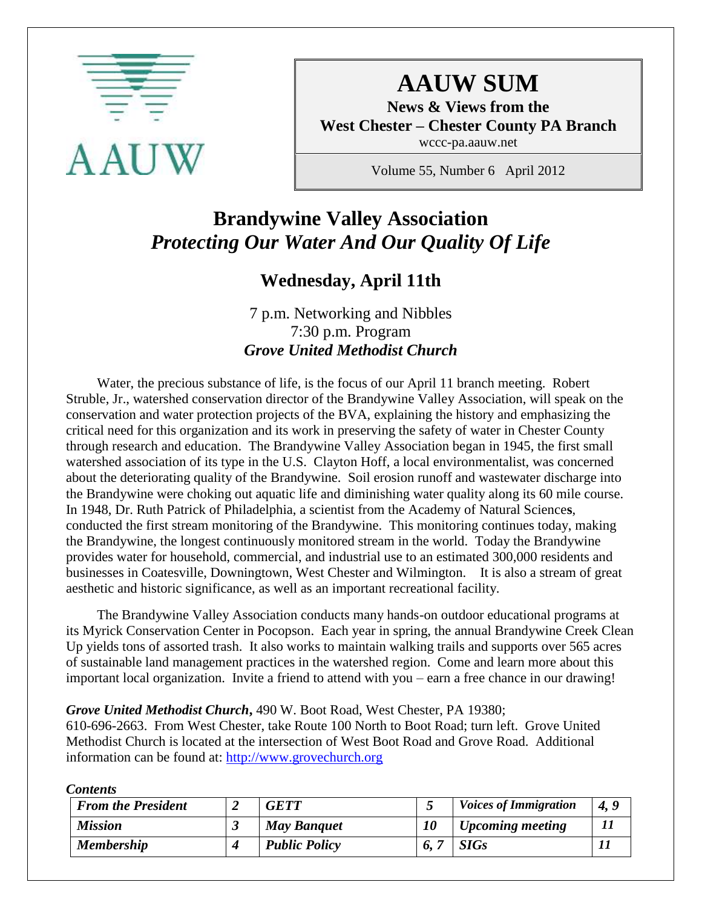AAUW

# AAUW SUM

**News & Views from the**
**West Chester – Chester County PA Branch**
wccc-pa.aauw.net

Volume 55, Number 6 April 2012

## Brandywine Valley Association
## *Protecting Our Water And Our Quality Of Life*

### Wednesday, April 11th

7 p.m. Networking and Nibbles
7:30 p.m. Program
***Grove United Methodist Church***

Water, the precious substance of life, is the focus of our April 11 branch meeting. Robert Struble, Jr., watershed conservation director of the Brandywine Valley Association, will speak on the conservation and water protection projects of the BVA, explaining the history and emphasizing the critical need for this organization and its work in preserving the safety of water in Chester County through research and education. The Brandywine Valley Association began in 1945, the first small watershed association of its type in the U.S. Clayton Hoff, a local environmentalist, was concerned about the deteriorating quality of the Brandywine. Soil erosion runoff and wastewater discharge into the Brandywine were choking out aquatic life and diminishing water quality along its 60 mile course. In 1948, Dr. Ruth Patrick of Philadelphia, a scientist from the Academy of Natural Sciences, conducted the first stream monitoring of the Brandywine. This monitoring continues today, making the Brandywine, the longest continuously monitored stream in the world. Today the Brandywine provides water for household, commercial, and industrial use to an estimated 300,000 residents and businesses in Coatesville, Downingtown, West Chester and Wilmington. It is also a stream of great aesthetic and historic significance, as well as an important recreational facility.

The Brandywine Valley Association conducts many hands-on outdoor educational programs at its Myrick Conservation Center in Pocopson. Each year in spring, the annual Brandywine Creek Clean Up yields tons of assorted trash. It also works to maintain walking trails and supports over 565 acres of sustainable land management practices in the watershed region. Come and learn more about this important local organization. Invite a friend to attend with you – earn a free chance in our drawing!

***Grove United Methodist Church*****,** 490 W. Boot Road, West Chester, PA 19380; 610-696-2663. From West Chester, take Route 100 North to Boot Road; turn left. Grove United Methodist Church is located at the intersection of West Boot Road and Grove Road. Additional information can be found at: http://www.grovechurch.org

***Contents***

| | | | | | |
|---|---|---|---|---|---|
| ***From the President*** | ***2*** | ***GETT*** | ***5*** | ***Voices of Immigration*** | ***4, 9*** |
| ***Mission*** | ***3*** | ***May Banquet*** | ***10*** | ***Upcoming meeting*** | ***11*** |
| ***Membership*** | ***4*** | ***Public Policy*** | ***6, 7*** | ***SIGs*** | ***11*** |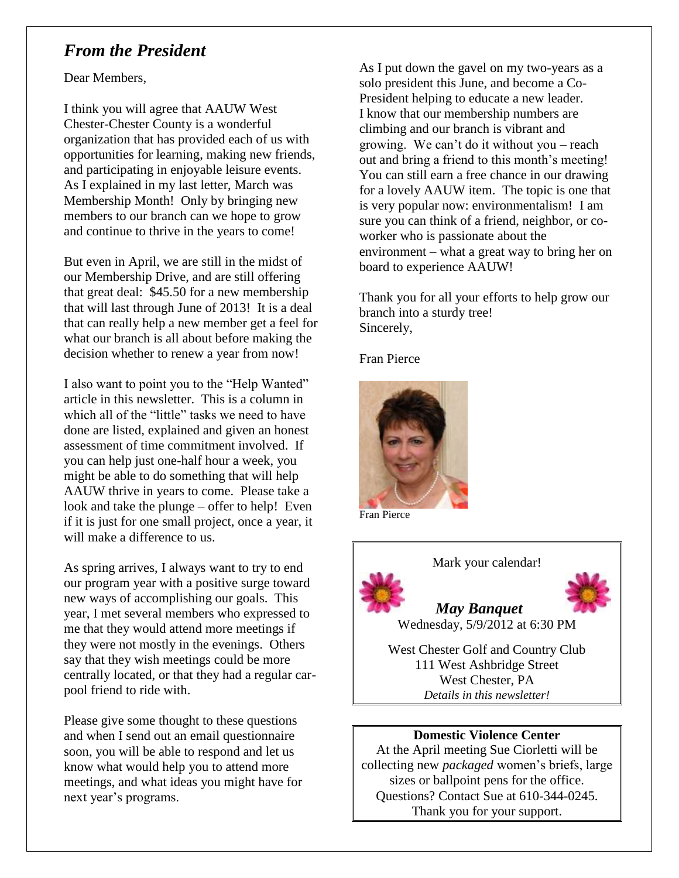## *From the President*

Dear Members,

I think you will agree that AAUW West Chester-Chester County is a wonderful organization that has provided each of us with opportunities for learning, making new friends, and participating in enjoyable leisure events. As I explained in my last letter, March was Membership Month! Only by bringing new members to our branch can we hope to grow and continue to thrive in the years to come!

But even in April, we are still in the midst of our Membership Drive, and are still offering that great deal: $45.50 for a new membership that will last through June of 2013! It is a deal that can really help a new member get a feel for what our branch is all about before making the decision whether to renew a year from now!

I also want to point you to the "Help Wanted" article in this newsletter. This is a column in which all of the "little" tasks we need to have done are listed, explained and given an honest assessment of time commitment involved. If you can help just one-half hour a week, you might be able to do something that will help AAUW thrive in years to come. Please take a look and take the plunge – offer to help! Even if it is just for one small project, once a year, it will make a difference to us.

As spring arrives, I always want to try to end our program year with a positive surge toward new ways of accomplishing our goals. This year, I met several members who expressed to me that they would attend more meetings if they were not mostly in the evenings. Others say that they wish meetings could be more centrally located, or that they had a regular car-pool friend to ride with.

Please give some thought to these questions and when I send out an email questionnaire soon, you will be able to respond and let us know what would help you to attend more meetings, and what ideas you might have for next year's programs.

As I put down the gavel on my two-years as a solo president this June, and become a Co-President helping to educate a new leader. I know that our membership numbers are climbing and our branch is vibrant and growing. We can't do it without you – reach out and bring a friend to this month's meeting! You can still earn a free chance in our drawing for a lovely AAUW item. The topic is one that is very popular now: environmentalism! I am sure you can think of a friend, neighbor, or co-worker who is passionate about the environment – what a great way to bring her on board to experience AAUW!

Thank you for all your efforts to help grow our branch into a sturdy tree!
Sincerely,

Fran Pierce

Fran Pierce

---

Mark your calendar!

***May Banquet***
Wednesday, 5/9/2012 at 6:30 PM

West Chester Golf and Country Club
111 West Ashbridge Street
West Chester, PA
*Details in this newsletter!*

---

**Domestic Violence Center**

At the April meeting Sue Ciorletti will be collecting new *packaged* women's briefs, large sizes or ballpoint pens for the office. Questions? Contact Sue at 610-344-0245. Thank you for your support.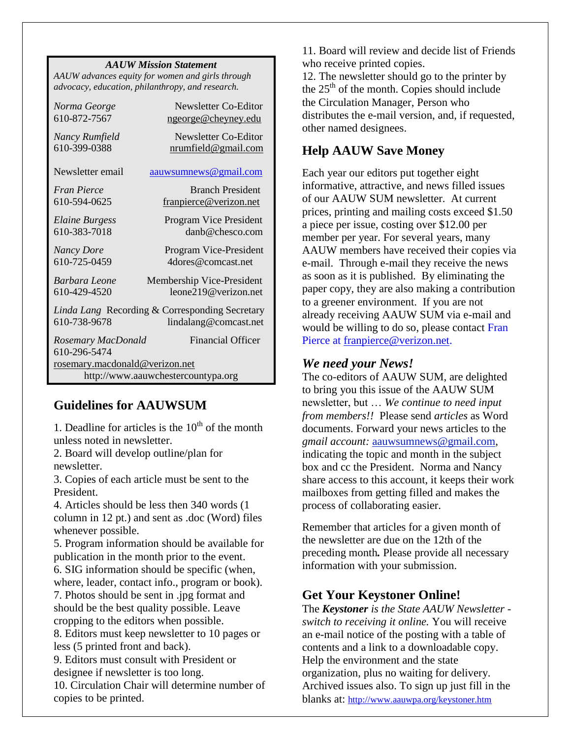***AAUW Mission Statement***

*AAUW advances equity for women and girls through advocacy, education, philanthropy, and research.*

*Norma George* — Newsletter Co-Editor
610-872-7567 — ngeorge@cheyney.edu

*Nancy Rumfield* — Newsletter Co-Editor
610-399-0388 — nrumfield@gmail.com

Newsletter email — aauwsumnews@gmail.com

*Fran Pierce* — Branch President
610-594-0625 — franpierce@verizon.net

*Elaine Burgess* — Program Vice President
610-383-7018 — danb@chesco.com

*Nancy Dore* — Program Vice-President
610-725-0459 — 4dores@comcast.net

*Barbara Leone* — Membership Vice-President
610-429-4520 — leone219@verizon.net

*Linda Lang* — Recording & Corresponding Secretary
610-738-9678 — lindalang@comcast.net

*Rosemary MacDonald* — Financial Officer
610-296-5474
rosemary.macdonald@verizon.net

http://www.aauwchestercountypa.org

## Guidelines for AAUWSUM

1. Deadline for articles is the 10th of the month unless noted in newsletter.
2. Board will develop outline/plan for newsletter.
3. Copies of each article must be sent to the President.
4. Articles should be less then 340 words (1 column in 12 pt.) and sent as .doc (Word) files whenever possible.
5. Program information should be available for publication in the month prior to the event.
6. SIG information should be specific (when, where, leader, contact info., program or book).
7. Photos should be sent in .jpg format and should be the best quality possible. Leave cropping to the editors when possible.
8. Editors must keep newsletter to 10 pages or less (5 printed front and back).
9. Editors must consult with President or designee if newsletter is too long.
10. Circulation Chair will determine number of copies to be printed.
11. Board will review and decide list of Friends who receive printed copies.
12. The newsletter should go to the printer by the 25th of the month. Copies should include the Circulation Manager, Person who distributes the e-mail version, and, if requested, other named designees.

## Help AAUW Save Money

Each year our editors put together eight informative, attractive, and news filled issues of our AAUW SUM newsletter. At current prices, printing and mailing costs exceed $1.50 a piece per issue, costing over $12.00 per member per year. For several years, many AAUW members have received their copies via e-mail. Through e-mail they receive the news as soon as it is published. By eliminating the paper copy, they are also making a contribution to a greener environment. If you are not already receiving AAUW SUM via e-mail and would be willing to do so, please contact Fran Pierce at franpierce@verizon.net.

### *We need your News!*

The co-editors of AAUW SUM, are delighted to bring you this issue of the AAUW SUM newsletter, but … *We continue to need input from members!!* Please send *articles* as Word documents. Forward your news articles to the *gmail account:* aauwsumnews@gmail.com, indicating the topic and month in the subject box and cc the President. Norma and Nancy share access to this account, it keeps their work mailboxes from getting filled and makes the process of collaborating easier.

Remember that articles for a given month of the newsletter are due on the 12th of the preceding month**.** Please provide all necessary information with your submission.

## Get Your Keystoner Online!

The ***Keystoner*** *is the State AAUW Newsletter - switch to receiving it online.* You will receive an e-mail notice of the posting with a table of contents and a link to a downloadable copy. Help the environment and the state organization, plus no waiting for delivery. Archived issues also. To sign up just fill in the blanks at: http://www.aauwpa.org/keystoner.htm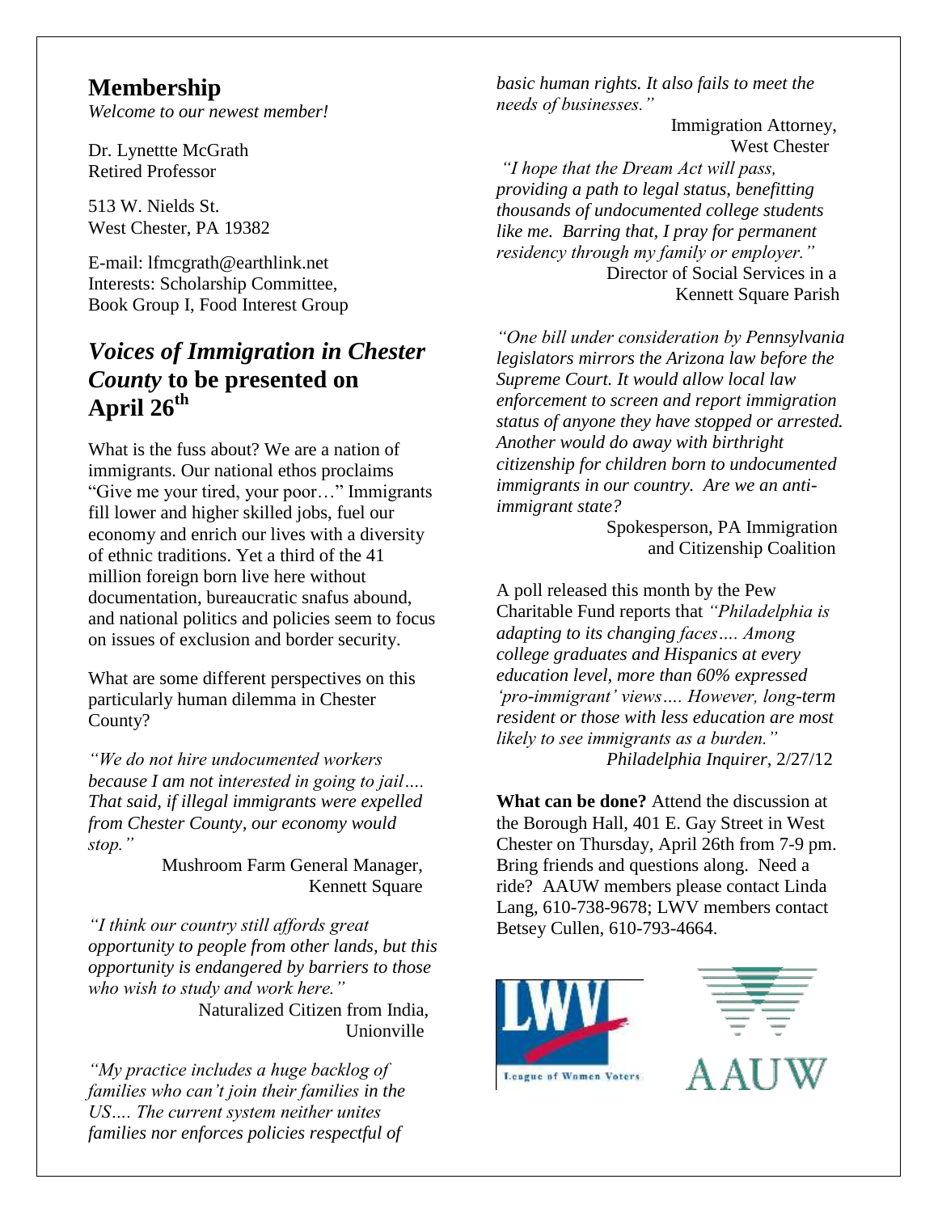## Membership

*Welcome to our newest member!*

Dr. Lynettte McGrath
Retired Professor

513 W. Nields St.
West Chester, PA 19382

E-mail: lfmcgrath@earthlink.net
Interests: Scholarship Committee, Book Group I, Food Interest Group

## *Voices of Immigration in Chester County* to be presented on April 26th

What is the fuss about? We are a nation of immigrants. Our national ethos proclaims "Give me your tired, your poor…" Immigrants fill lower and higher skilled jobs, fuel our economy and enrich our lives with a diversity of ethnic traditions. Yet a third of the 41 million foreign born live here without documentation, bureaucratic snafus abound, and national politics and policies seem to focus on issues of exclusion and border security.

What are some different perspectives on this particularly human dilemma in Chester County?

*"We do not hire undocumented workers because I am not interested in going to jail…. That said, if illegal immigrants were expelled from Chester County, our economy would stop."*

Mushroom Farm General Manager, Kennett Square

*"I think our country still affords great opportunity to people from other lands, but this opportunity is endangered by barriers to those who wish to study and work here."*

Naturalized Citizen from India, Unionville

*"My practice includes a huge backlog of families who can't join their families in the US…. The current system neither unites families nor enforces policies respectful of basic human rights. It also fails to meet the needs of businesses."*

Immigration Attorney, West Chester

*"I hope that the Dream Act will pass, providing a path to legal status, benefitting thousands of undocumented college students like me. Barring that, I pray for permanent residency through my family or employer."*

Director of Social Services in a Kennett Square Parish

*"One bill under consideration by Pennsylvania legislators mirrors the Arizona law before the Supreme Court. It would allow local law enforcement to screen and report immigration status of anyone they have stopped or arrested. Another would do away with birthright citizenship for children born to undocumented immigrants in our country. Are we an anti-immigrant state?*

Spokesperson, PA Immigration and Citizenship Coalition

A poll released this month by the Pew Charitable Fund reports that *"Philadelphia is adapting to its changing faces…. Among college graduates and Hispanics at every education level, more than 60% expressed 'pro-immigrant' views…. However, long-term resident or those with less education are most likely to see immigrants as a burden."*

*Philadelphia Inquirer*, 2/27/12

**What can be done?** Attend the discussion at the Borough Hall, 401 E. Gay Street in West Chester on Thursday, April 26th from 7-9 pm. Bring friends and questions along. Need a ride? AAUW members please contact Linda Lang, 610-738-9678; LWV members contact Betsey Cullen, 610-793-4664.

LWV League of Women Voters

AAUW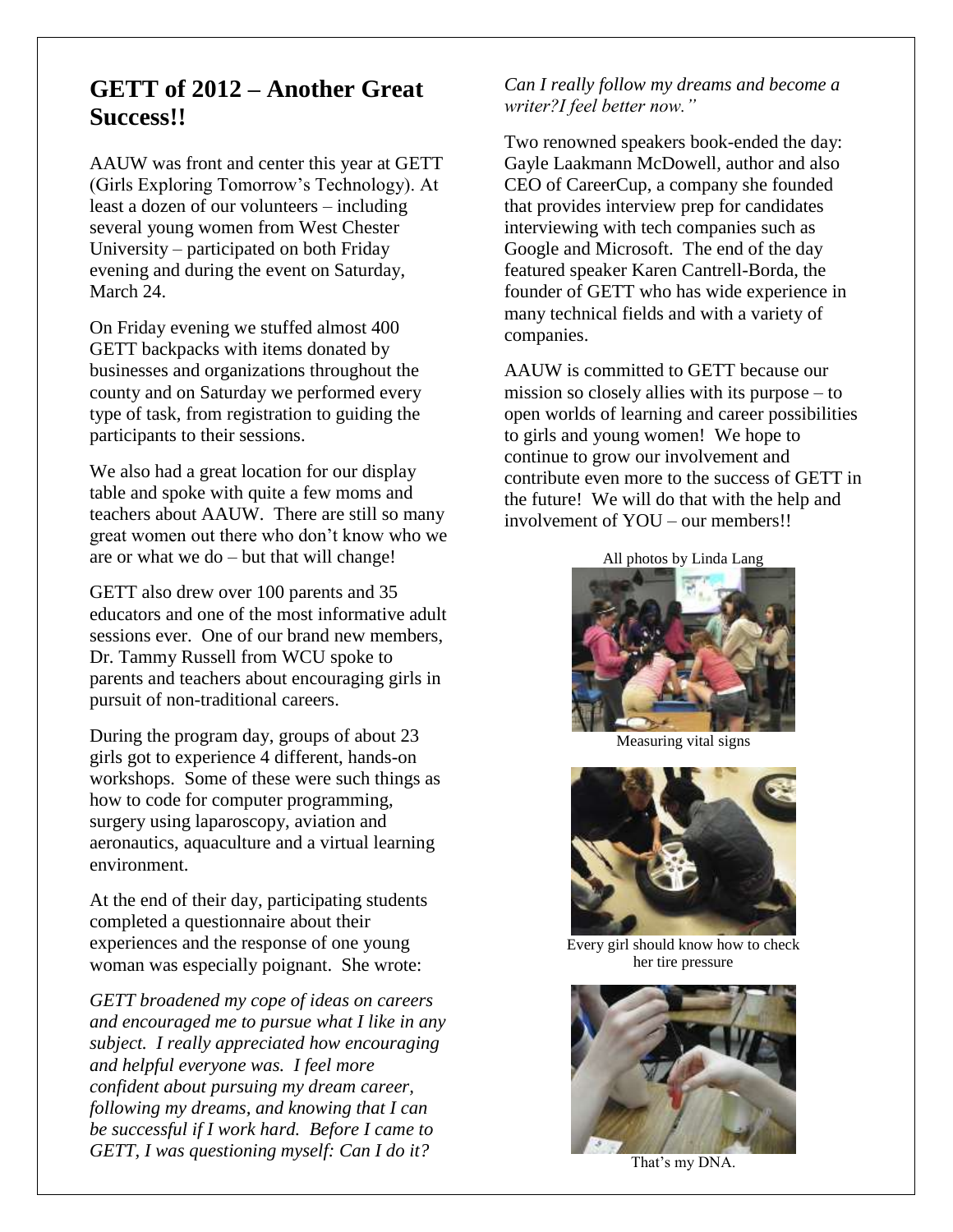## GETT of 2012 – Another Great Success!!

AAUW was front and center this year at GETT (Girls Exploring Tomorrow's Technology). At least a dozen of our volunteers – including several young women from West Chester University – participated on both Friday evening and during the event on Saturday, March 24.

On Friday evening we stuffed almost 400 GETT backpacks with items donated by businesses and organizations throughout the county and on Saturday we performed every type of task, from registration to guiding the participants to their sessions.

We also had a great location for our display table and spoke with quite a few moms and teachers about AAUW. There are still so many great women out there who don't know who we are or what we do – but that will change!

GETT also drew over 100 parents and 35 educators and one of the most informative adult sessions ever. One of our brand new members, Dr. Tammy Russell from WCU spoke to parents and teachers about encouraging girls in pursuit of non-traditional careers.

During the program day, groups of about 23 girls got to experience 4 different, hands-on workshops. Some of these were such things as how to code for computer programming, surgery using laparoscopy, aviation and aeronautics, aquaculture and a virtual learning environment.

At the end of their day, participating students completed a questionnaire about their experiences and the response of one young woman was especially poignant. She wrote:

*GETT broadened my cope of ideas on careers and encouraged me to pursue what I like in any subject. I really appreciated how encouraging and helpful everyone was. I feel more confident about pursuing my dream career, following my dreams, and knowing that I can be successful if I work hard. Before I came to GETT, I was questioning myself: Can I do it? Can I really follow my dreams and become a writer?I feel better now."*

Two renowned speakers book-ended the day: Gayle Laakmann McDowell, author and also CEO of CareerCup, a company she founded that provides interview prep for candidates interviewing with tech companies such as Google and Microsoft. The end of the day featured speaker Karen Cantrell-Borda, the founder of GETT who has wide experience in many technical fields and with a variety of companies.

AAUW is committed to GETT because our mission so closely allies with its purpose – to open worlds of learning and career possibilities to girls and young women! We hope to continue to grow our involvement and contribute even more to the success of GETT in the future! We will do that with the help and involvement of YOU – our members!!

All photos by Linda Lang

Measuring vital signs

Every girl should know how to check her tire pressure

That's my DNA.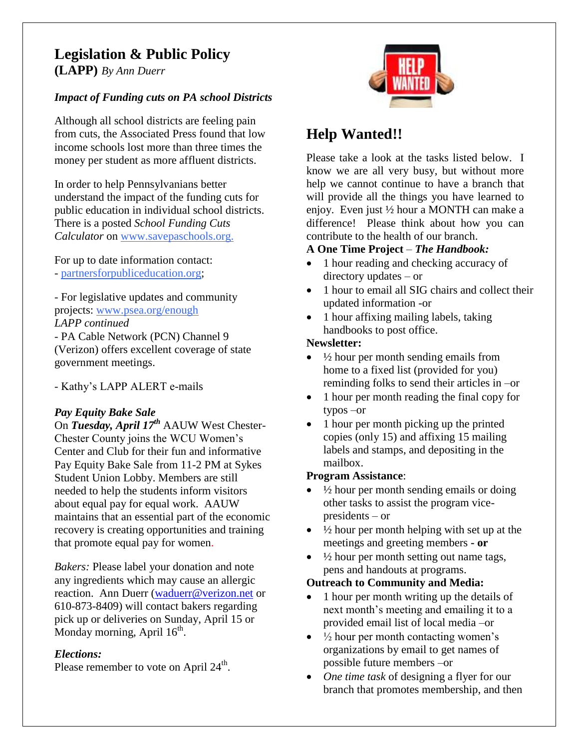# Legislation & Public Policy (LAPP) *By Ann Duerr*

***Impact of Funding cuts on PA school Districts***

Although all school districts are feeling pain from cuts, the Associated Press found that low income schools lost more than three times the money per student as more affluent districts.

In order to help Pennsylvanians better understand the impact of the funding cuts for public education in individual school districts. There is a posted *School Funding Cuts Calculator* on www.savepaschools.org.

For up to date information contact:
- partnersforpubliceducation.org;

- For legislative updates and community projects: www.psea.org/enough

*LAPP continued*

- PA Cable Network (PCN) Channel 9 (Verizon) offers excellent coverage of state government meetings.

- Kathy's LAPP ALERT e-mails

***Pay Equity Bake Sale***

On ***Tuesday, April 17th*** AAUW West Chester-Chester County joins the WCU Women's Center and Club for their fun and informative Pay Equity Bake Sale from 11-2 PM at Sykes Student Union Lobby. Members are still needed to help the students inform visitors about equal pay for equal work. AAUW maintains that an essential part of the economic recovery is creating opportunities and training that promote equal pay for women.

*Bakers:* Please label your donation and note any ingredients which may cause an allergic reaction. Ann Duerr (waduerr@verizon.net or 610-873-8409) will contact bakers regarding pick up or deliveries on Sunday, April 15 or Monday morning, April 16th.

***Elections:***

Please remember to vote on April 24th.

## Help Wanted!!

Please take a look at the tasks listed below. I know we are all very busy, but without more help we cannot continue to have a branch that will provide all the things you have learned to enjoy. Even just ½ hour a MONTH can make a difference! Please think about how you can contribute to the health of our branch.

**A One Time Project** – ***The Handbook:***

- 1 hour reading and checking accuracy of directory updates – or
- 1 hour to email all SIG chairs and collect their updated information -or
- 1 hour affixing mailing labels, taking handbooks to post office.

**Newsletter:**

- ½ hour per month sending emails from home to a fixed list (provided for you) reminding folks to send their articles in –or
- 1 hour per month reading the final copy for typos –or
- 1 hour per month picking up the printed copies (only 15) and affixing 15 mailing labels and stamps, and depositing in the mailbox.

**Program Assistance**:

- ½ hour per month sending emails or doing other tasks to assist the program vice-presidents – or
- ½ hour per month helping with set up at the meetings and greeting members **- or**
- ½ hour per month setting out name tags, pens and handouts at programs.

**Outreach to Community and Media:**

- 1 hour per month writing up the details of next month's meeting and emailing it to a provided email list of local media –or
- ½ hour per month contacting women's organizations by email to get names of possible future members –or
- *One time task* of designing a flyer for our branch that promotes membership, and then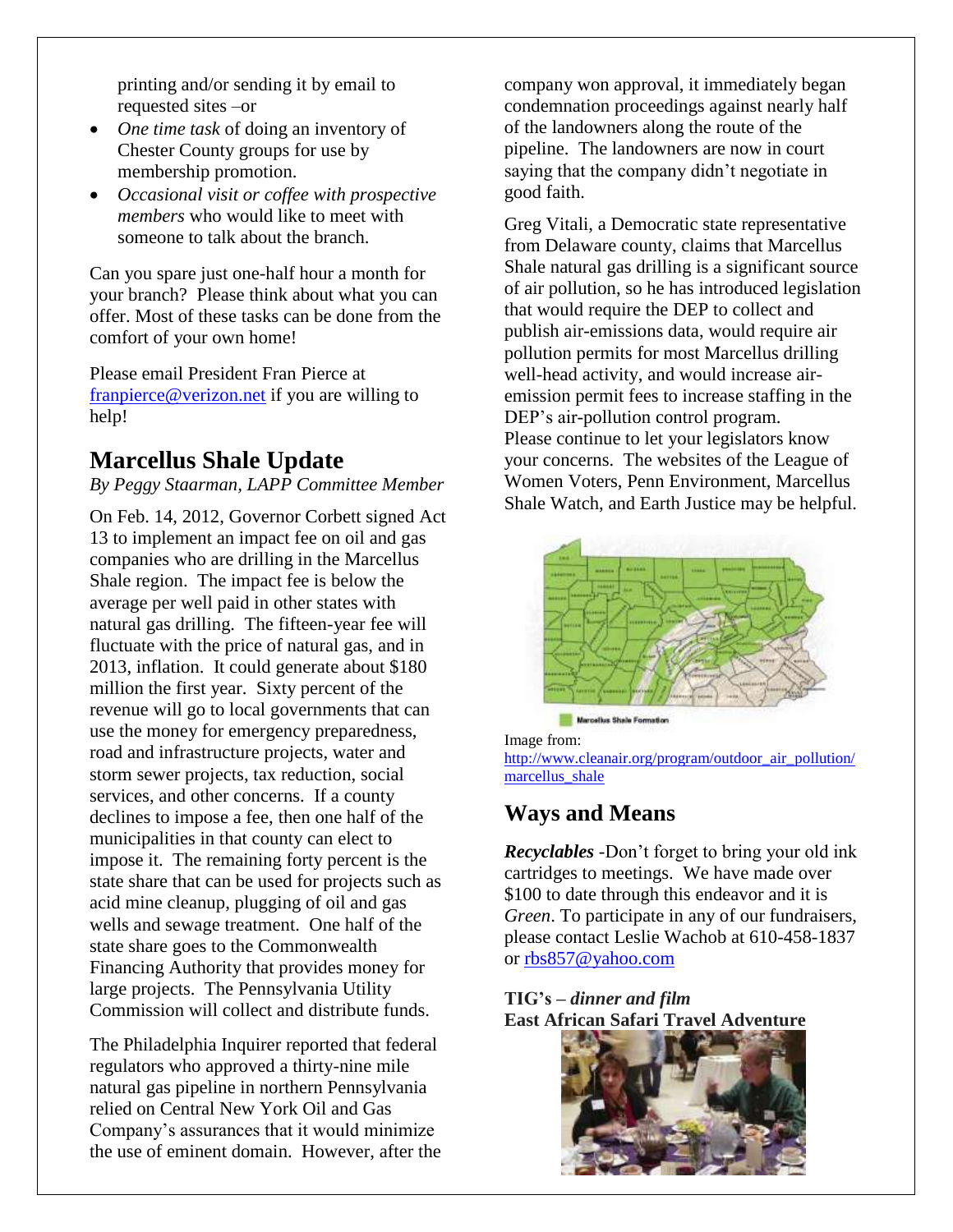printing and/or sending it by email to requested sites –or

- *One time task* of doing an inventory of Chester County groups for use by membership promotion.
- *Occasional visit or coffee with prospective members* who would like to meet with someone to talk about the branch.

Can you spare just one-half hour a month for your branch? Please think about what you can offer. Most of these tasks can be done from the comfort of your own home!

Please email President Fran Pierce at [franpierce@verizon.net](mailto:franpierce@verizon.net) if you are willing to help!

## Marcellus Shale Update

*By Peggy Staarman, LAPP Committee Member*

On Feb. 14, 2012, Governor Corbett signed Act 13 to implement an impact fee on oil and gas companies who are drilling in the Marcellus Shale region. The impact fee is below the average per well paid in other states with natural gas drilling. The fifteen-year fee will fluctuate with the price of natural gas, and in 2013, inflation. It could generate about $180 million the first year. Sixty percent of the revenue will go to local governments that can use the money for emergency preparedness, road and infrastructure projects, water and storm sewer projects, tax reduction, social services, and other concerns. If a county declines to impose a fee, then one half of the municipalities in that county can elect to impose it. The remaining forty percent is the state share that can be used for projects such as acid mine cleanup, plugging of oil and gas wells and sewage treatment. One half of the state share goes to the Commonwealth Financing Authority that provides money for large projects. The Pennsylvania Utility Commission will collect and distribute funds.

The Philadelphia Inquirer reported that federal regulators who approved a thirty-nine mile natural gas pipeline in northern Pennsylvania relied on Central New York Oil and Gas Company's assurances that it would minimize the use of eminent domain. However, after the company won approval, it immediately began condemnation proceedings against nearly half of the landowners along the route of the pipeline. The landowners are now in court saying that the company didn't negotiate in good faith.

Greg Vitali, a Democratic state representative from Delaware county, claims that Marcellus Shale natural gas drilling is a significant source of air pollution, so he has introduced legislation that would require the DEP to collect and publish air-emissions data, would require air pollution permits for most Marcellus drilling well-head activity, and would increase air-emission permit fees to increase staffing in the DEP's air-pollution control program.

Please continue to let your legislators know your concerns. The websites of the League of Women Voters, Penn Environment, Marcellus Shale Watch, and Earth Justice may be helpful.

Image from: [http://www.cleanair.org/program/outdoor_air_pollution/marcellus_shale](http://www.cleanair.org/program/outdoor_air_pollution/marcellus_shale)

## Ways and Means

***Recyclables*** -Don't forget to bring your old ink cartridges to meetings. We have made over $100 to date through this endeavor and it is *Green*. To participate in any of our fundraisers, please contact Leslie Wachob at 610-458-1837 or [rbs857@yahoo.com](mailto:rbs857@yahoo.com)

**TIG's –** ***dinner and film***
**East African Safari Travel Adventure**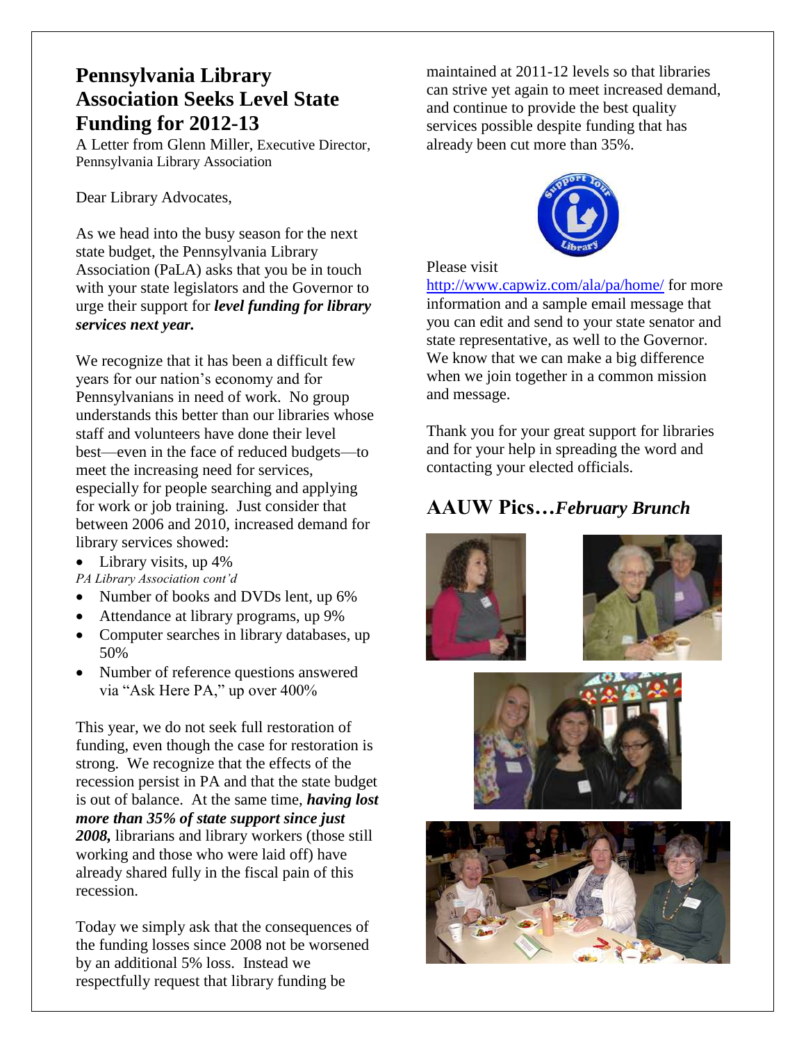## Pennsylvania Library Association Seeks Level State Funding for 2012-13

A Letter from Glenn Miller, Executive Director, Pennsylvania Library Association

Dear Library Advocates,

As we head into the busy season for the next state budget, the Pennsylvania Library Association (PaLA) asks that you be in touch with your state legislators and the Governor to urge their support for ***level funding for library services next year.***

We recognize that it has been a difficult few years for our nation's economy and for Pennsylvanians in need of work. No group understands this better than our libraries whose staff and volunteers have done their level best—even in the face of reduced budgets—to meet the increasing need for services, especially for people searching and applying for work or job training. Just consider that between 2006 and 2010, increased demand for library services showed:

- Library visits, up 4%
- Number of books and DVDs lent, up 6%
- Attendance at library programs, up 9%
- Computer searches in library databases, up 50%
- Number of reference questions answered via "Ask Here PA," up over 400%

This year, we do not seek full restoration of funding, even though the case for restoration is strong. We recognize that the effects of the recession persist in PA and that the state budget is out of balance. At the same time, ***having lost more than 35% of state support since just 2008,*** librarians and library workers (those still working and those who were laid off) have already shared fully in the fiscal pain of this recession.

Today we simply ask that the consequences of the funding losses since 2008 not be worsened by an additional 5% loss. Instead we respectfully request that library funding be maintained at 2011-12 levels so that libraries can strive yet again to meet increased demand, and continue to provide the best quality services possible despite funding that has already been cut more than 35%.

Please visit http://www.capwiz.com/ala/pa/home/ for more information and a sample email message that you can edit and send to your state senator and state representative, as well to the Governor. We know that we can make a big difference when we join together in a common mission and message.

Thank you for your great support for libraries and for your help in spreading the word and contacting your elected officials.

## AAUW Pics…*February Brunch*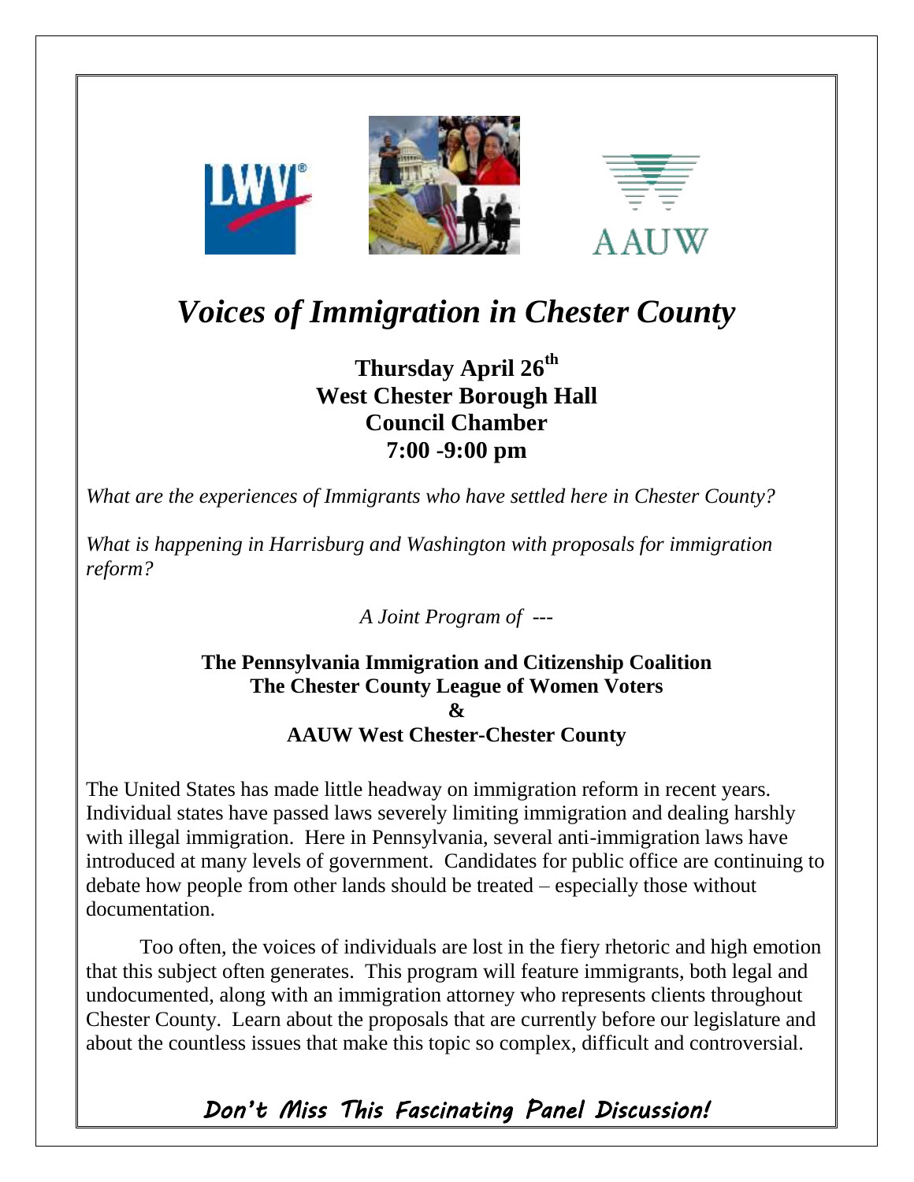# *Voices of Immigration in Chester County*

**Thursday April 26th**
**West Chester Borough Hall**
**Council Chamber**
**7:00 -9:00 pm**

*What are the experiences of Immigrants who have settled here in Chester County?*

*What is happening in Harrisburg and Washington with proposals for immigration reform?*

*A Joint Program of ---*

**The Pennsylvania Immigration and Citizenship Coalition**
**The Chester County League of Women Voters**
**&**
**AAUW West Chester-Chester County**

The United States has made little headway on immigration reform in recent years. Individual states have passed laws severely limiting immigration and dealing harshly with illegal immigration. Here in Pennsylvania, several anti-immigration laws have introduced at many levels of government. Candidates for public office are continuing to debate how people from other lands should be treated – especially those without documentation.

Too often, the voices of individuals are lost in the fiery rhetoric and high emotion that this subject often generates. This program will feature immigrants, both legal and undocumented, along with an immigration attorney who represents clients throughout Chester County. Learn about the proposals that are currently before our legislature and about the countless issues that make this topic so complex, difficult and controversial.

***Don't Miss This Fascinating Panel Discussion!***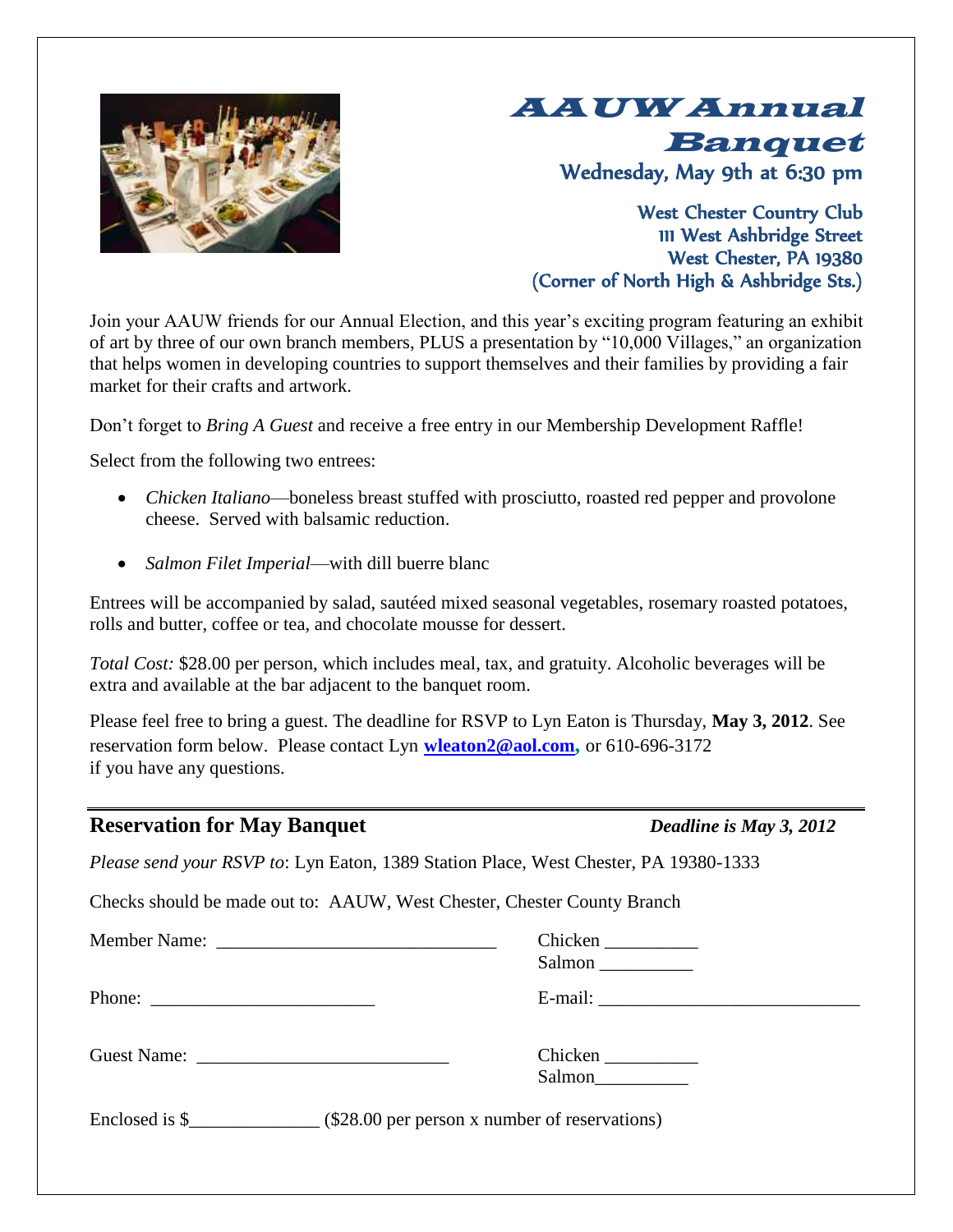# AAUW Annual Banquet

**Wednesday, May 9th at 6:30 pm**

West Chester Country Club
111 West Ashbridge Street
West Chester, PA 19380
(Corner of North High & Ashbridge Sts.)

Join your AAUW friends for our Annual Election, and this year's exciting program featuring an exhibit of art by three of our own branch members, PLUS a presentation by "10,000 Villages," an organization that helps women in developing countries to support themselves and their families by providing a fair market for their crafts and artwork.

Don't forget to *Bring A Guest* and receive a free entry in our Membership Development Raffle!

Select from the following two entrees:

- *Chicken Italiano*—boneless breast stuffed with prosciutto, roasted red pepper and provolone cheese. Served with balsamic reduction.
- *Salmon Filet Imperial*—with dill buerre blanc

Entrees will be accompanied by salad, sautéed mixed seasonal vegetables, rosemary roasted potatoes, rolls and butter, coffee or tea, and chocolate mousse for dessert.

*Total Cost:* $28.00 per person, which includes meal, tax, and gratuity. Alcoholic beverages will be extra and available at the bar adjacent to the banquet room.

Please feel free to bring a guest. The deadline for RSVP to Lyn Eaton is Thursday, **May 3, 2012**. See reservation form below. Please contact Lyn **wleaton2@aol.com**, or 610-696-3172 if you have any questions.

---

## Reservation for May Banquet

***Deadline is May 3, 2012***

*Please send your RSVP to*: Lyn Eaton, 1389 Station Place, West Chester, PA 19380-1333

Checks should be made out to: AAUW, West Chester, Chester County Branch

Member Name: ______________________________ Chicken __________
Salmon __________

Phone: ________________________ E-mail: ____________________________

Guest Name: ___________________________ Chicken __________
Salmon__________

Enclosed is $______________ ($28.00 per person x number of reservations)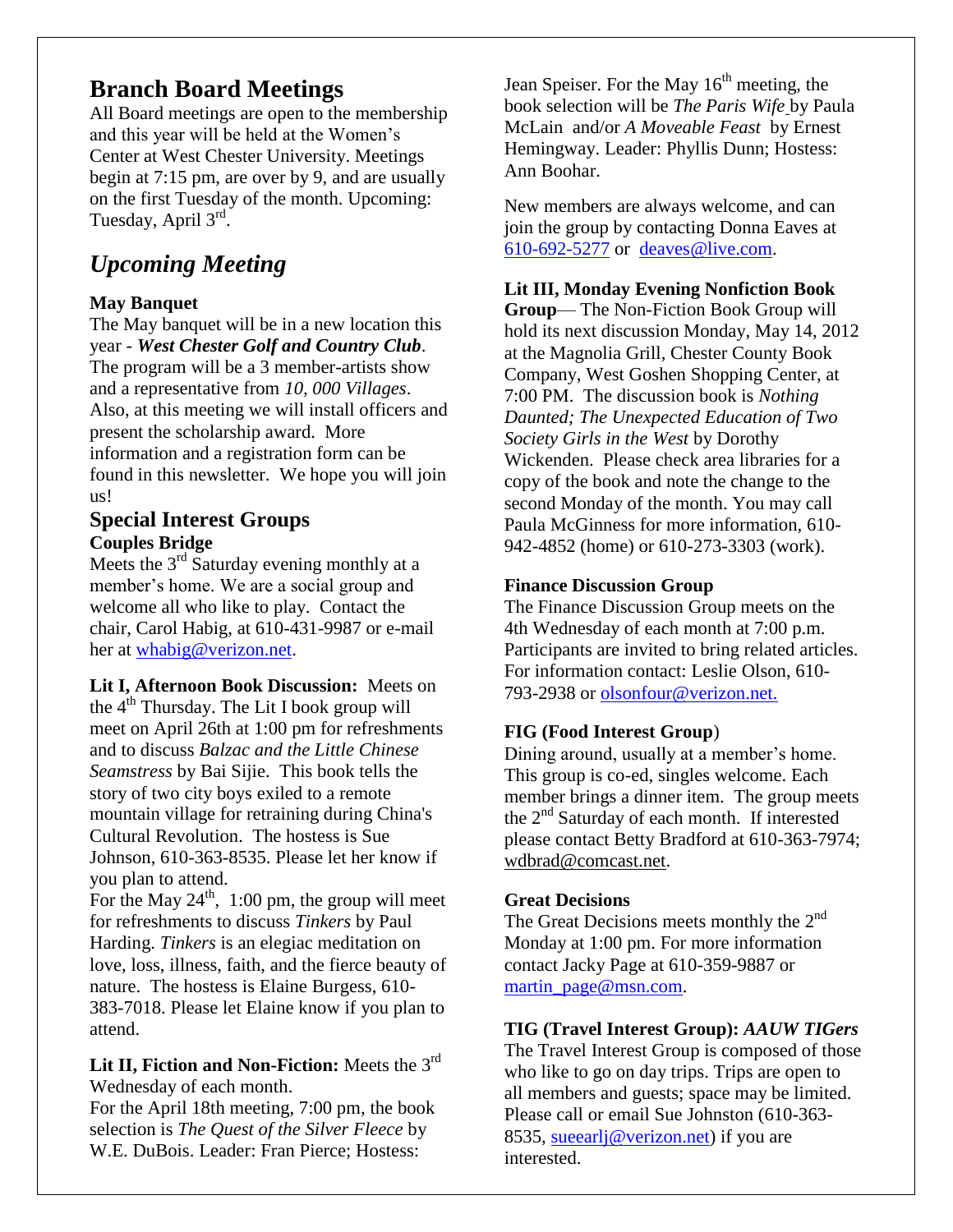## Branch Board Meetings

All Board meetings are open to the membership and this year will be held at the Women's Center at West Chester University. Meetings begin at 7:15 pm, are over by 9, and are usually on the first Tuesday of the month. Upcoming: Tuesday, April 3rd.

## *Upcoming Meeting*

**May Banquet**

The May banquet will be in a new location this year - ***West Chester Golf and Country Club***. The program will be a 3 member-artists show and a representative from *10, 000 Villages*. Also, at this meeting we will install officers and present the scholarship award. More information and a registration form can be found in this newsletter. We hope you will join us!

## Special Interest Groups

**Couples Bridge**

Meets the 3rd Saturday evening monthly at a member's home. We are a social group and welcome all who like to play. Contact the chair, Carol Habig, at 610-431-9987 or e-mail her at whabig@verizon.net.

**Lit I, Afternoon Book Discussion:** Meets on the 4th Thursday. The Lit I book group will meet on April 26th at 1:00 pm for refreshments and to discuss *Balzac and the Little Chinese Seamstress* by Bai Sijie. This book tells the story of two city boys exiled to a remote mountain village for retraining during China's Cultural Revolution. The hostess is Sue Johnson, 610-363-8535. Please let her know if you plan to attend.

For the May 24th, 1:00 pm, the group will meet for refreshments to discuss *Tinkers* by Paul Harding. *Tinkers* is an elegiac meditation on love, loss, illness, faith, and the fierce beauty of nature. The hostess is Elaine Burgess, 610-383-7018. Please let Elaine know if you plan to attend.

**Lit II, Fiction and Non-Fiction:** Meets the 3rd Wednesday of each month.

For the April 18th meeting, 7:00 pm, the book selection is *The Quest of the Silver Fleece* by W.E. DuBois. Leader: Fran Pierce; Hostess: Jean Speiser. For the May 16th meeting, the book selection will be *The Paris Wife* by Paula McLain and/or *A Moveable Feast* by Ernest Hemingway. Leader: Phyllis Dunn; Hostess: Ann Boohar.

New members are always welcome, and can join the group by contacting Donna Eaves at 610-692-5277 or deaves@live.com.

**Lit III, Monday Evening Nonfiction Book Group**— The Non-Fiction Book Group will hold its next discussion Monday, May 14, 2012 at the Magnolia Grill, Chester County Book Company, West Goshen Shopping Center, at 7:00 PM. The discussion book is *Nothing Daunted; The Unexpected Education of Two Society Girls in the West* by Dorothy Wickenden. Please check area libraries for a copy of the book and note the change to the second Monday of the month. You may call Paula McGinness for more information, 610-942-4852 (home) or 610-273-3303 (work).

**Finance Discussion Group**

The Finance Discussion Group meets on the 4th Wednesday of each month at 7:00 p.m. Participants are invited to bring related articles. For information contact: Leslie Olson, 610-793-2938 or olsonfour@verizon.net.

**FIG (Food Interest Group)**

Dining around, usually at a member's home. This group is co-ed, singles welcome. Each member brings a dinner item. The group meets the 2nd Saturday of each month. If interested please contact Betty Bradford at 610-363-7974; wdbrad@comcast.net.

**Great Decisions**

The Great Decisions meets monthly the 2nd Monday at 1:00 pm. For more information contact Jacky Page at 610-359-9887 or martin_page@msn.com.

**TIG (Travel Interest Group):** ***AAUW TIGers***

The Travel Interest Group is composed of those who like to go on day trips. Trips are open to all members and guests; space may be limited. Please call or email Sue Johnston (610-363-8535, sueearlj@verizon.net) if you are interested.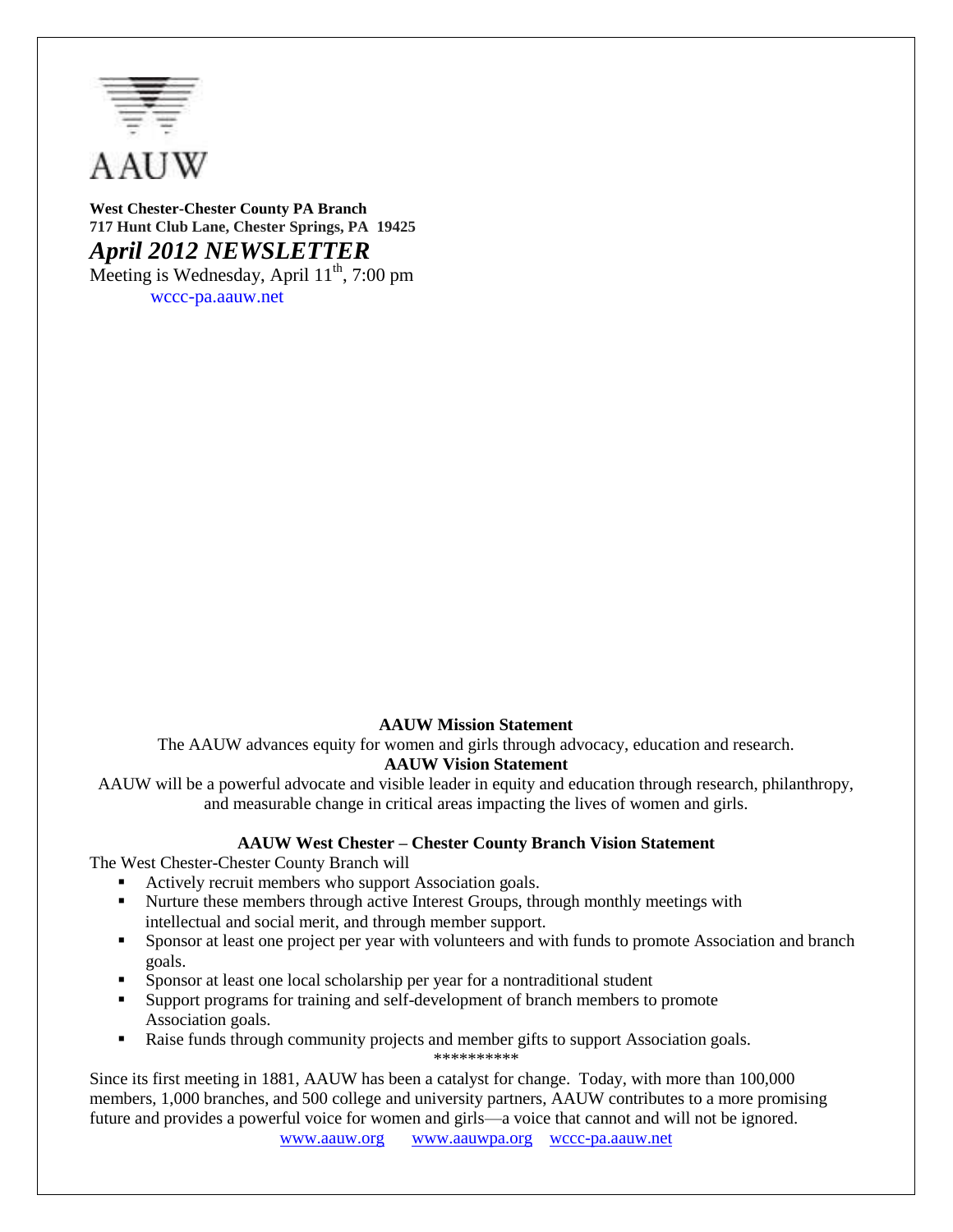AAUW

**West Chester-Chester County PA Branch**
**717 Hunt Club Lane, Chester Springs, PA 19425**

***April 2012 NEWSLETTER***

Meeting is Wednesday, April 11th, 7:00 pm

wccc-pa.aauw.net

**AAUW Mission Statement**

The AAUW advances equity for women and girls through advocacy, education and research.

**AAUW Vision Statement**

AAUW will be a powerful advocate and visible leader in equity and education through research, philanthropy, and measurable change in critical areas impacting the lives of women and girls.

**AAUW West Chester – Chester County Branch Vision Statement**

The West Chester-Chester County Branch will

- Actively recruit members who support Association goals.
- Nurture these members through active Interest Groups, through monthly meetings with intellectual and social merit, and through member support.
- Sponsor at least one project per year with volunteers and with funds to promote Association and branch goals.
- Sponsor at least one local scholarship per year for a nontraditional student
- Support programs for training and self-development of branch members to promote Association goals.
- Raise funds through community projects and member gifts to support Association goals.

**********

Since its first meeting in 1881, AAUW has been a catalyst for change. Today, with more than 100,000 members, 1,000 branches, and 500 college and university partners, AAUW contributes to a more promising future and provides a powerful voice for women and girls—a voice that cannot and will not be ignored.

www.aauw.org www.aauwpa.org wccc-pa.aauw.net